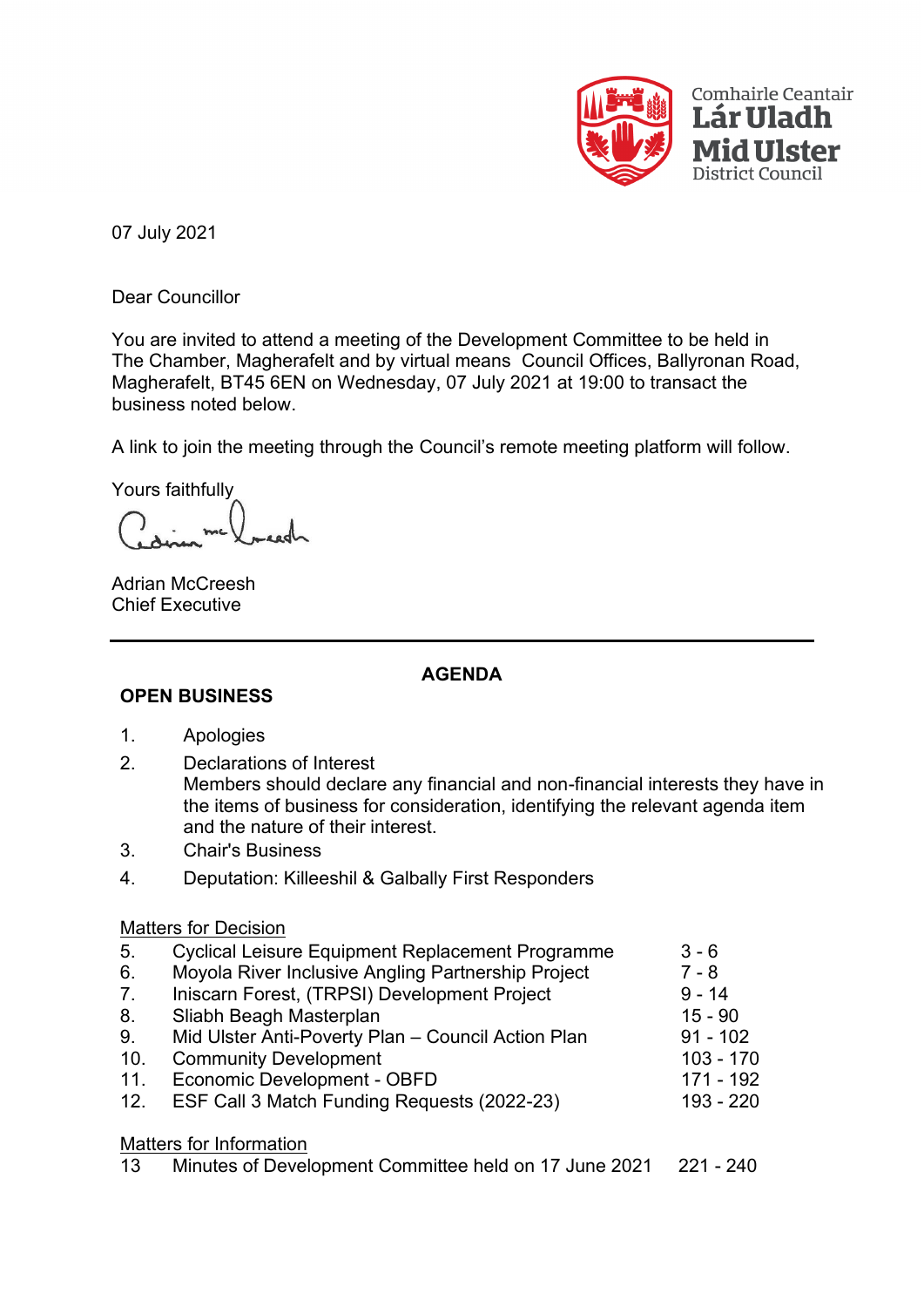Comhairle Ceantair
Lár Uladh
Mid Ulster
District Council

07 July 2021

Dear Councillor

You are invited to attend a meeting of the Development Committee to be held in The Chamber, Magherafelt and by virtual means Council Offices, Ballyronan Road, Magherafelt, BT45 6EN on Wednesday, 07 July 2021 at 19:00 to transact the business noted below.

A link to join the meeting through the Council's remote meeting platform will follow.

Yours faithfully

Adrian McCreesh
Chief Executive

---

## AGENDA

### OPEN BUSINESS

1. Apologies
2. Declarations of Interest
   Members should declare any financial and non-financial interests they have in the items of business for consideration, identifying the relevant agenda item and the nature of their interest.
3. Chair's Business
4. Deputation: Killeeshil & Galbally First Responders

Matters for Decision

| | | |
|---|---|---|
| 5. | Cyclical Leisure Equipment Replacement Programme | 3 - 6 |
| 6. | Moyola River Inclusive Angling Partnership Project | 7 - 8 |
| 7. | Iniscarn Forest, (TRPSI) Development Project | 9 - 14 |
| 8. | Sliabh Beagh Masterplan | 15 - 90 |
| 9. | Mid Ulster Anti-Poverty Plan – Council Action Plan | 91 - 102 |
| 10. | Community Development | 103 - 170 |
| 11. | Economic Development - OBFD | 171 - 192 |
| 12. | ESF Call 3 Match Funding Requests (2022-23) | 193 - 220 |

Matters for Information

| | | |
|---|---|---|
| 13 | Minutes of Development Committee held on 17 June 2021 | 221 - 240 |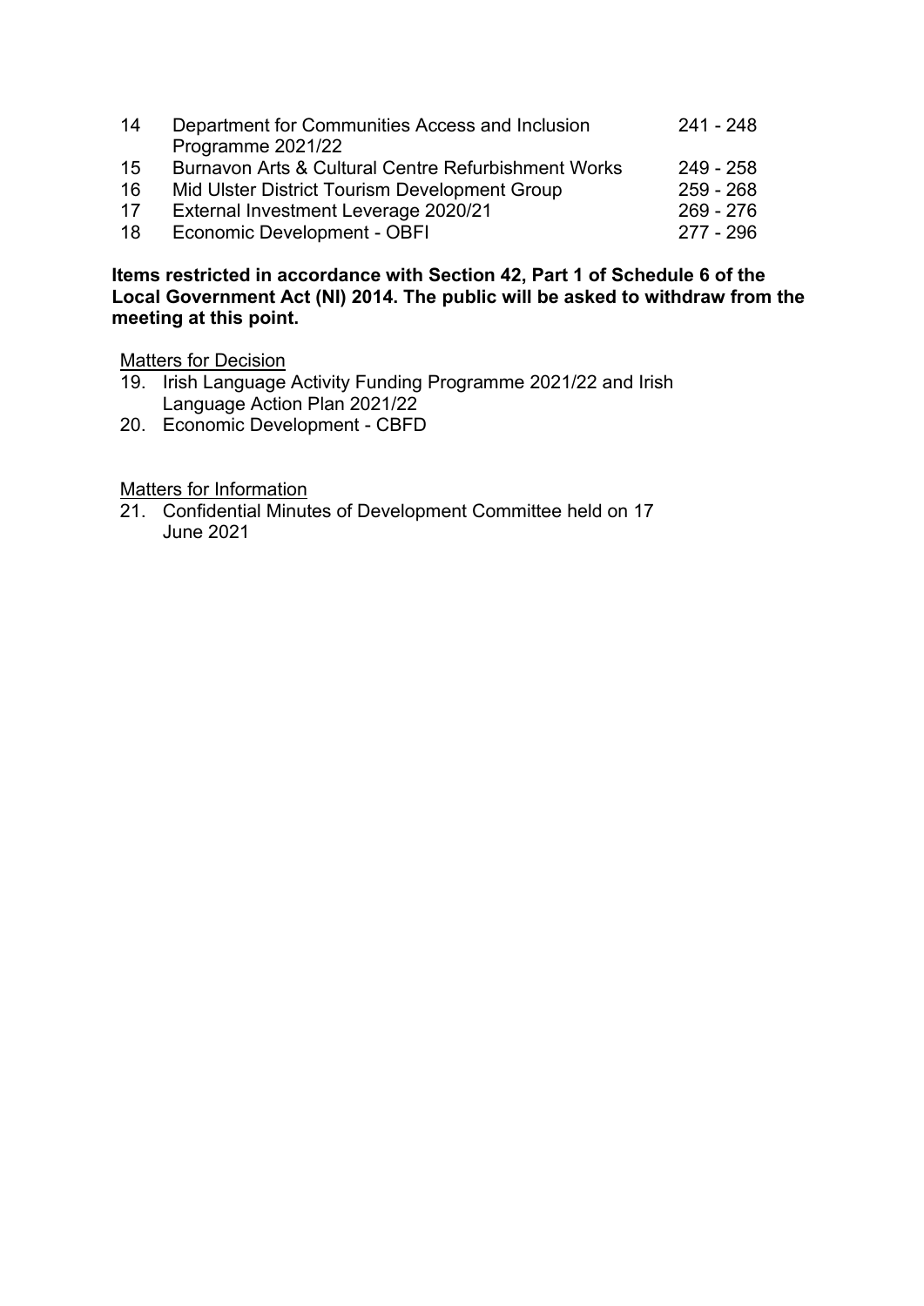| | | |
|---|---|---|
| 14 | Department for Communities Access and Inclusion Programme 2021/22 | 241 - 248 |
| 15 | Burnavon Arts & Cultural Centre Refurbishment Works | 249 - 258 |
| 16 | Mid Ulster District Tourism Development Group | 259 - 268 |
| 17 | External Investment Leverage 2020/21 | 269 - 276 |
| 18 | Economic Development - OBFI | 277 - 296 |

**Items restricted in accordance with Section 42, Part 1 of Schedule 6 of the Local Government Act (NI) 2014. The public will be asked to withdraw from the meeting at this point.**

<u>Matters for Decision</u>

19. Irish Language Activity Funding Programme 2021/22 and Irish Language Action Plan 2021/22
20. Economic Development - CBFD

<u>Matters for Information</u>

21. Confidential Minutes of Development Committee held on 17 June 2021